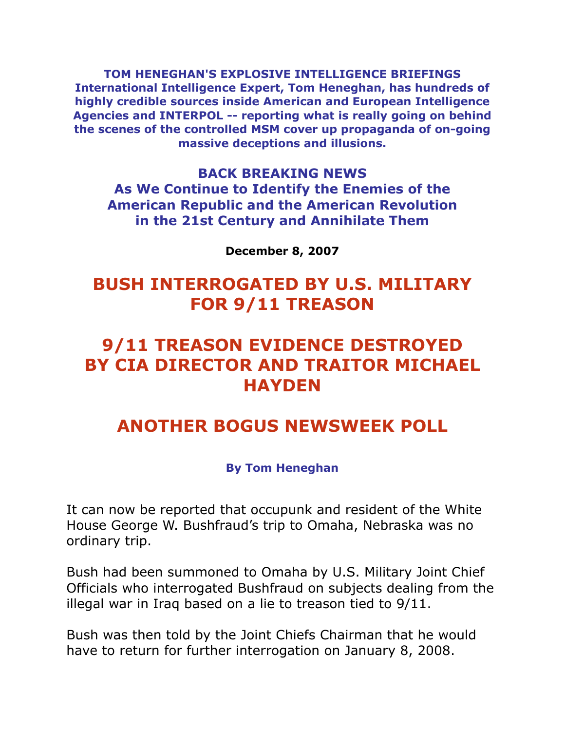**TOM HENEGHAN'S EXPLOSIVE INTELLIGENCE BRIEFINGS**
**International Intelligence Expert, Tom Heneghan, has hundreds of highly credible sources inside American and European Intelligence Agencies and INTERPOL -- reporting what is really going on behind the scenes of the controlled MSM cover up propaganda of on-going massive deceptions and illusions.**

## BACK BREAKING NEWS
## As We Continue to Identify the Enemies of the American Republic and the American Revolution in the 21st Century and Annihilate Them

**December 8, 2007**

# BUSH INTERROGATED BY U.S. MILITARY FOR 9/11 TREASON

# 9/11 TREASON EVIDENCE DESTROYED BY CIA DIRECTOR AND TRAITOR MICHAEL HAYDEN

# ANOTHER BOGUS NEWSWEEK POLL

**By Tom Heneghan**

It can now be reported that occupunk and resident of the White House George W. Bushfraud's trip to Omaha, Nebraska was no ordinary trip.

Bush had been summoned to Omaha by U.S. Military Joint Chief Officials who interrogated Bushfraud on subjects dealing from the illegal war in Iraq based on a lie to treason tied to 9/11.

Bush was then told by the Joint Chiefs Chairman that he would have to return for further interrogation on January 8, 2008.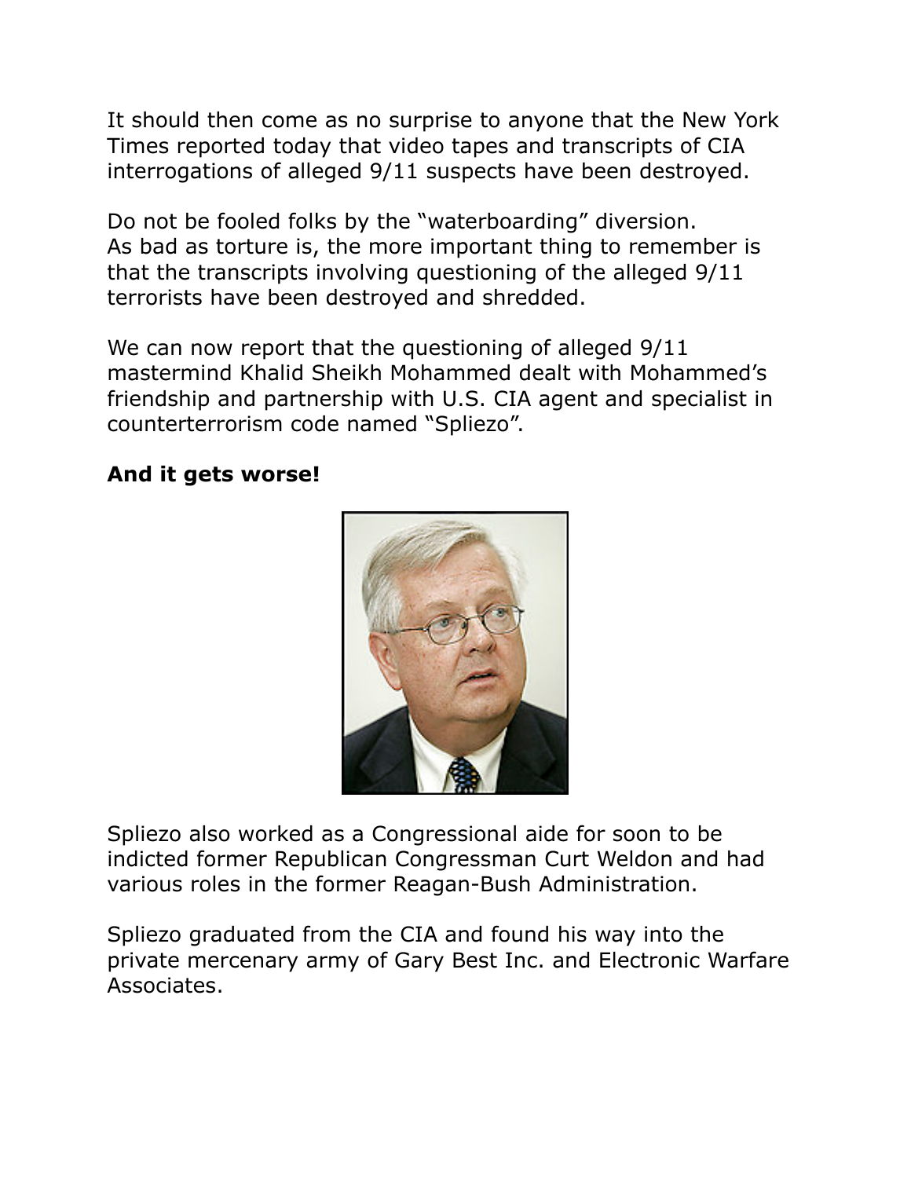It should then come as no surprise to anyone that the New York Times reported today that video tapes and transcripts of CIA interrogations of alleged 9/11 suspects have been destroyed.

Do not be fooled folks by the "waterboarding" diversion. As bad as torture is, the more important thing to remember is that the transcripts involving questioning of the alleged 9/11 terrorists have been destroyed and shredded.

We can now report that the questioning of alleged 9/11 mastermind Khalid Sheikh Mohammed dealt with Mohammed's friendship and partnership with U.S. CIA agent and specialist in counterterrorism code named "Spliezo".

**And it gets worse!**

Spliezo also worked as a Congressional aide for soon to be indicted former Republican Congressman Curt Weldon and had various roles in the former Reagan-Bush Administration.

Spliezo graduated from the CIA and found his way into the private mercenary army of Gary Best Inc. and Electronic Warfare Associates.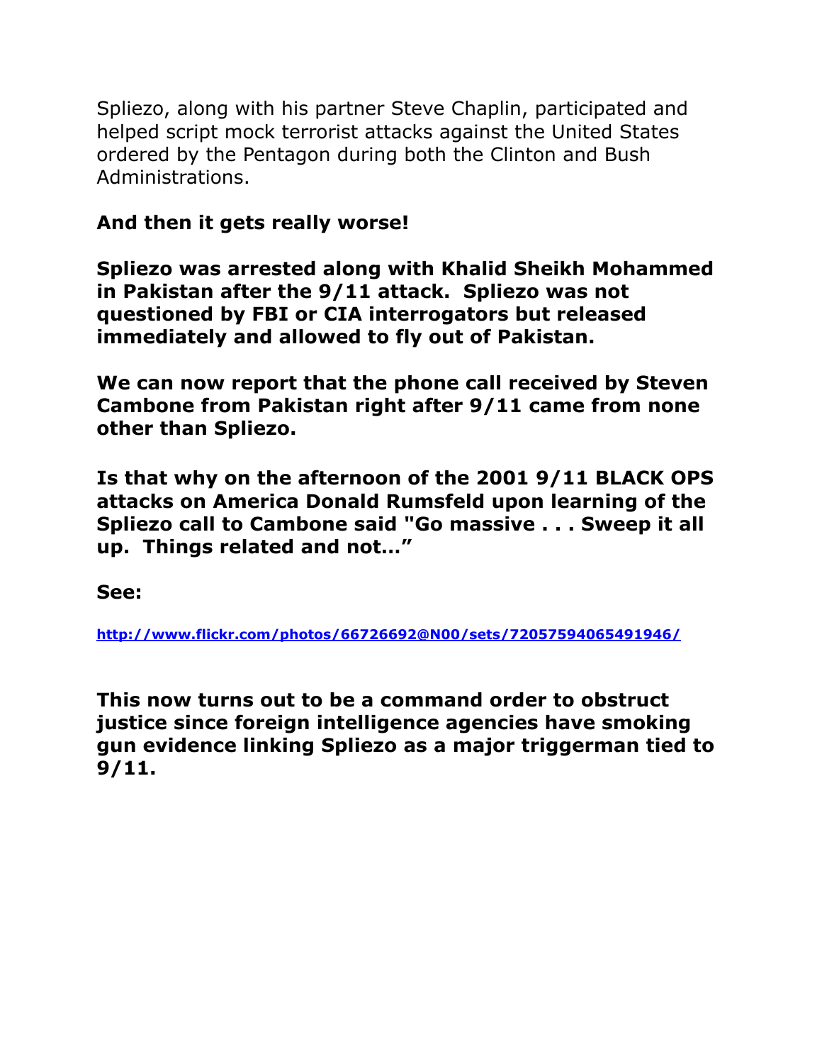Spliezo, along with his partner Steve Chaplin, participated and helped script mock terrorist attacks against the United States ordered by the Pentagon during both the Clinton and Bush Administrations.

**And then it gets really worse!**

**Spliezo was arrested along with Khalid Sheikh Mohammed in Pakistan after the 9/11 attack. Spliezo was not questioned by FBI or CIA interrogators but released immediately and allowed to fly out of Pakistan.**

**We can now report that the phone call received by Steven Cambone from Pakistan right after 9/11 came from none other than Spliezo.**

**Is that why on the afternoon of the 2001 9/11 BLACK OPS attacks on America Donald Rumsfeld upon learning of the Spliezo call to Cambone said "Go massive . . . Sweep it all up. Things related and not…"**

**See:**

**[http://www.flickr.com/photos/66726692@N00/sets/72057594065491946/](http://www.flickr.com/photos/66726692@N00/sets/72057594065491946/)**

**This now turns out to be a command order to obstruct justice since foreign intelligence agencies have smoking gun evidence linking Spliezo as a major triggerman tied to 9/11.**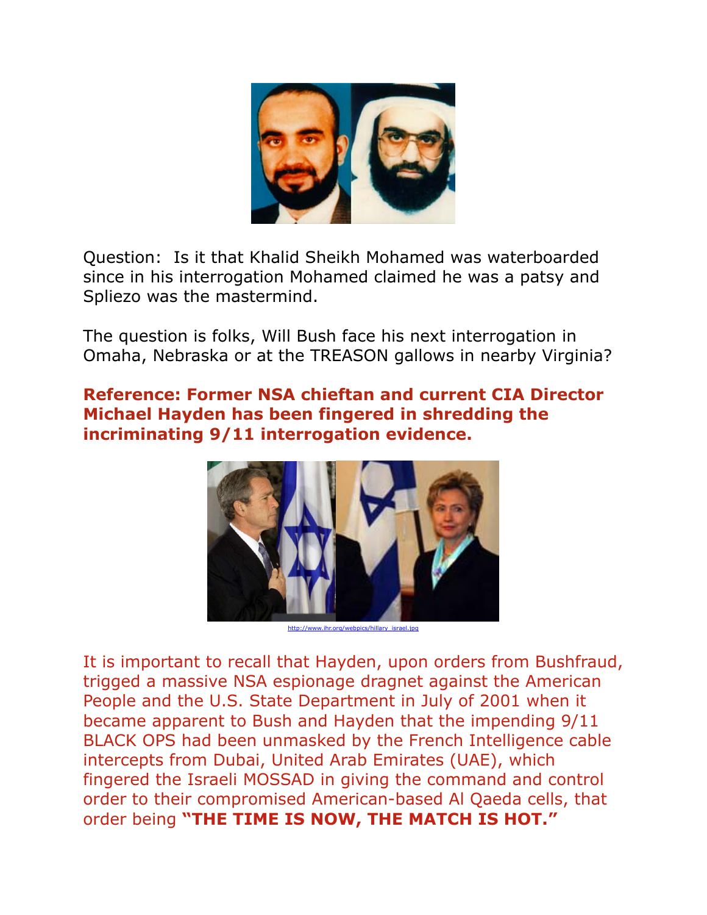Question: Is it that Khalid Sheikh Mohamed was waterboarded since in his interrogation Mohamed claimed he was a patsy and Spliezo was the mastermind.

The question is folks, Will Bush face his next interrogation in Omaha, Nebraska or at the TREASON gallows in nearby Virginia?

**Reference: Former NSA chieftan and current CIA Director Michael Hayden has been fingered in shredding the incriminating 9/11 interrogation evidence.**

http://www.ihr.org/webpics/hillary_israel.jpg

It is important to recall that Hayden, upon orders from Bushfraud, trigged a massive NSA espionage dragnet against the American People and the U.S. State Department in July of 2001 when it became apparent to Bush and Hayden that the impending 9/11 BLACK OPS had been unmasked by the French Intelligence cable intercepts from Dubai, United Arab Emirates (UAE), which fingered the Israeli MOSSAD in giving the command and control order to their compromised American-based Al Qaeda cells, that order being **"THE TIME IS NOW, THE MATCH IS HOT."**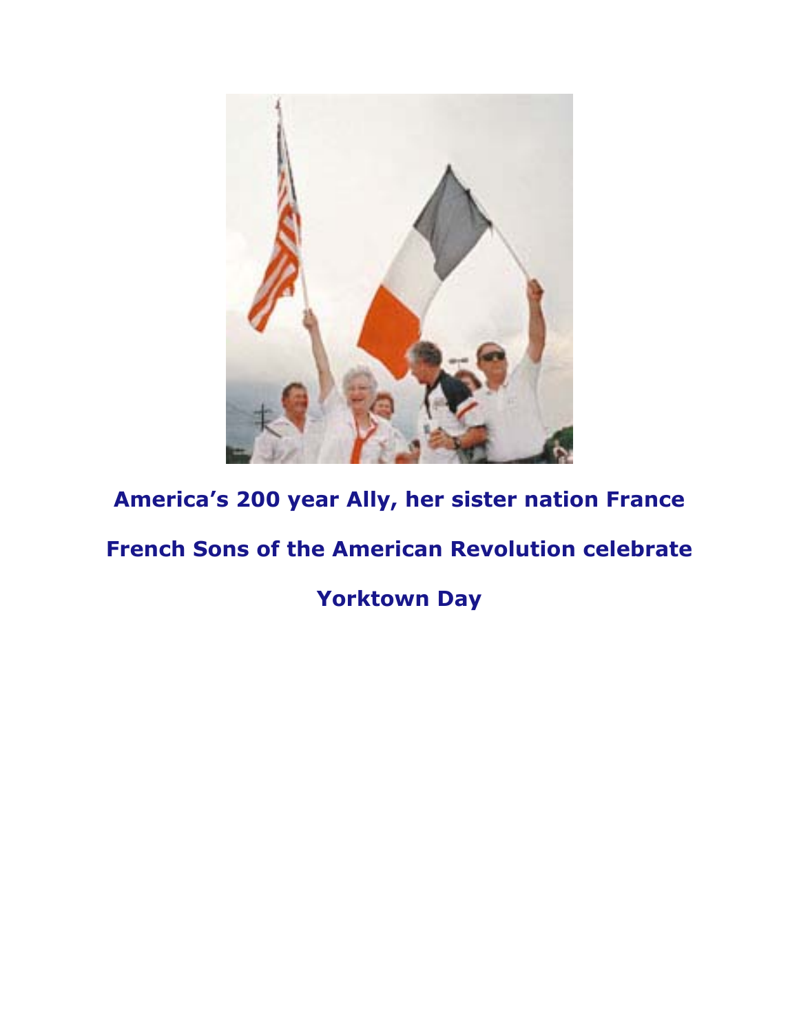**America's 200 year Ally, her sister nation France**

**French Sons of the American Revolution celebrate**

**Yorktown Day**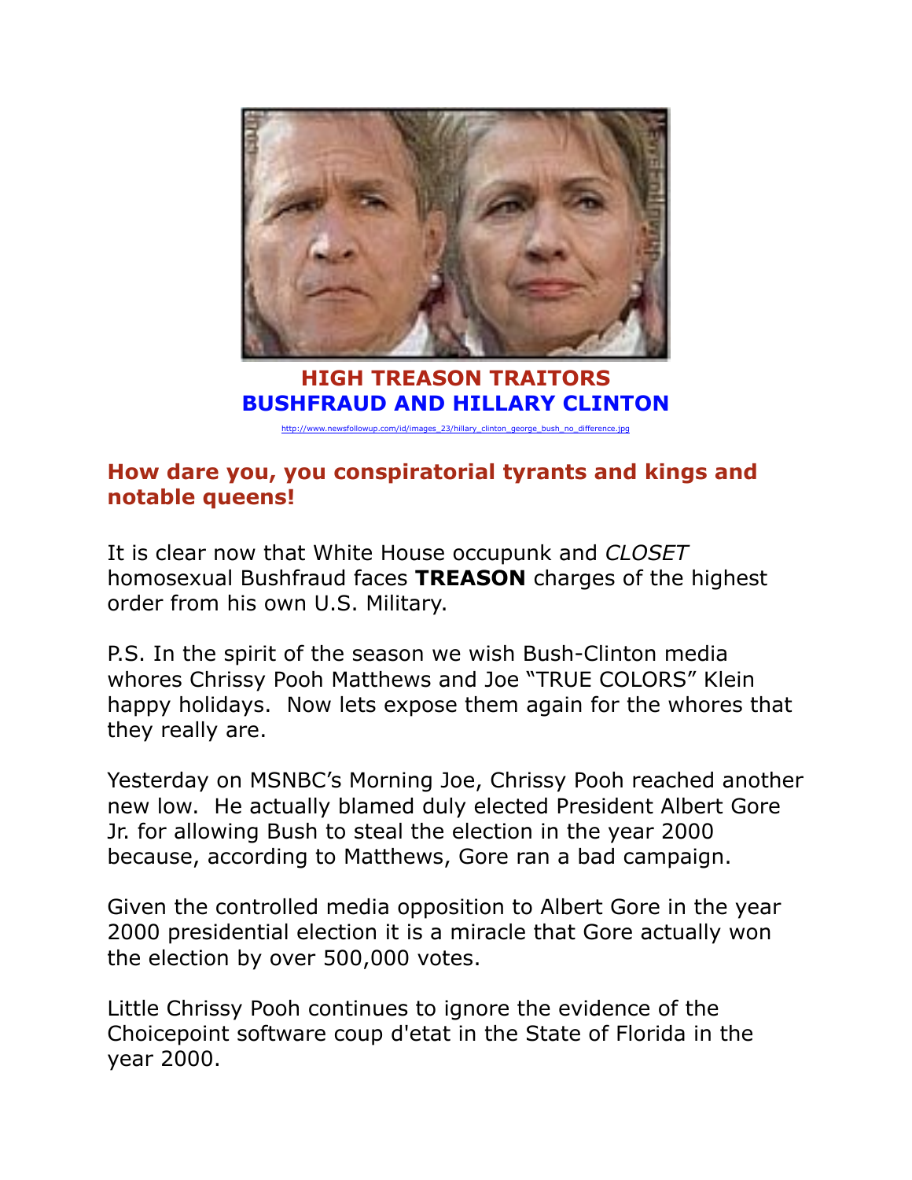**HIGH TREASON TRAITORS**
**BUSHFRAUD AND HILLARY CLINTON**

http://www.newsfollowup.com/id/images_23/hillary_clinton_george_bush_no_difference.jpg

**How dare you, you conspiratorial tyrants and kings and notable queens!**

It is clear now that White House occupunk and *CLOSET* homosexual Bushfraud faces **TREASON** charges of the highest order from his own U.S. Military.

P.S. In the spirit of the season we wish Bush-Clinton media whores Chrissy Pooh Matthews and Joe "TRUE COLORS" Klein happy holidays. Now lets expose them again for the whores that they really are.

Yesterday on MSNBC's Morning Joe, Chrissy Pooh reached another new low. He actually blamed duly elected President Albert Gore Jr. for allowing Bush to steal the election in the year 2000 because, according to Matthews, Gore ran a bad campaign.

Given the controlled media opposition to Albert Gore in the year 2000 presidential election it is a miracle that Gore actually won the election by over 500,000 votes.

Little Chrissy Pooh continues to ignore the evidence of the Choicepoint software coup d'etat in the State of Florida in the year 2000.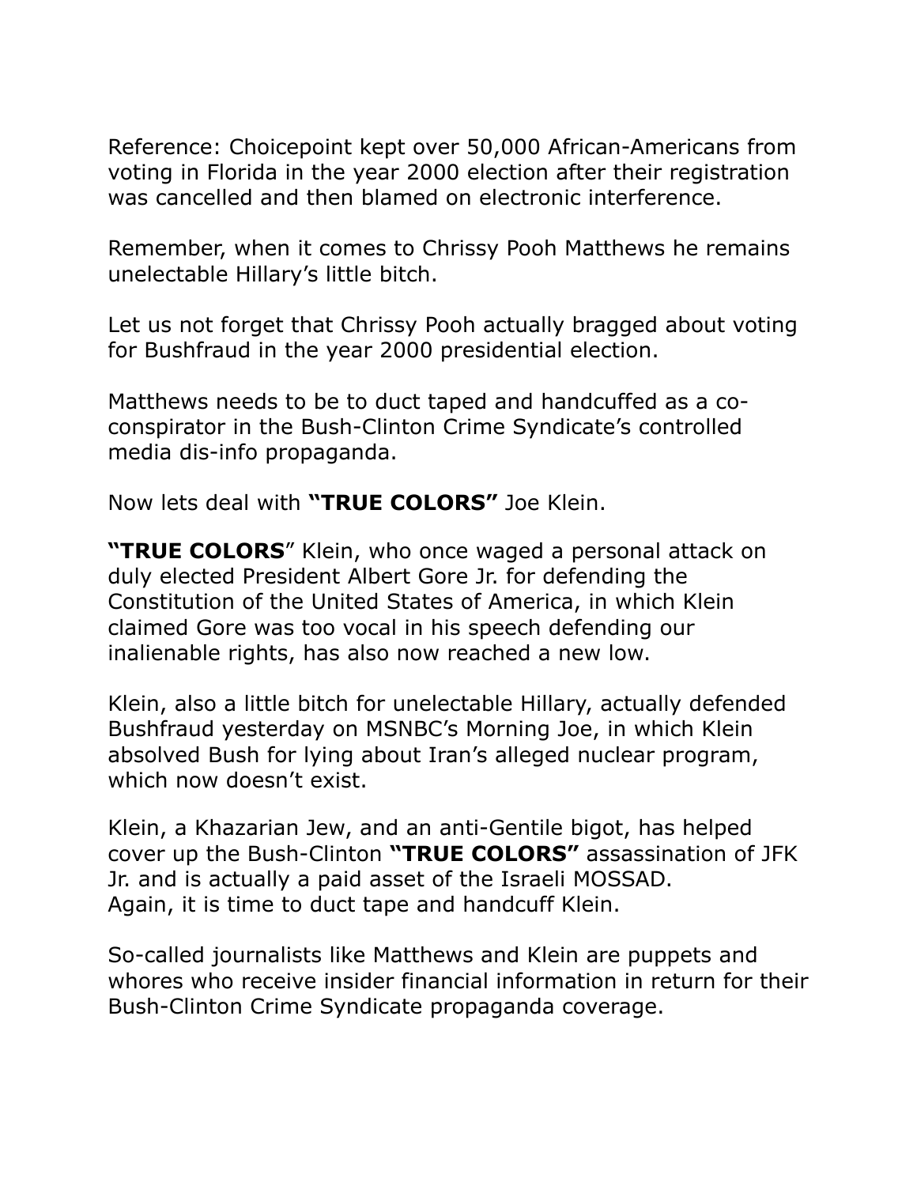Reference: Choicepoint kept over 50,000 African-Americans from voting in Florida in the year 2000 election after their registration was cancelled and then blamed on electronic interference.

Remember, when it comes to Chrissy Pooh Matthews he remains unelectable Hillary's little bitch.

Let us not forget that Chrissy Pooh actually bragged about voting for Bushfraud in the year 2000 presidential election.

Matthews needs to be to duct taped and handcuffed as a co-conspirator in the Bush-Clinton Crime Syndicate's controlled media dis-info propaganda.

Now lets deal with **"TRUE COLORS"** Joe Klein.

**"TRUE COLORS**" Klein, who once waged a personal attack on duly elected President Albert Gore Jr. for defending the Constitution of the United States of America, in which Klein claimed Gore was too vocal in his speech defending our inalienable rights, has also now reached a new low.

Klein, also a little bitch for unelectable Hillary, actually defended Bushfraud yesterday on MSNBC's Morning Joe, in which Klein absolved Bush for lying about Iran's alleged nuclear program, which now doesn't exist.

Klein, a Khazarian Jew, and an anti-Gentile bigot, has helped cover up the Bush-Clinton **"TRUE COLORS"** assassination of JFK Jr. and is actually a paid asset of the Israeli MOSSAD.
Again, it is time to duct tape and handcuff Klein.

So-called journalists like Matthews and Klein are puppets and whores who receive insider financial information in return for their Bush-Clinton Crime Syndicate propaganda coverage.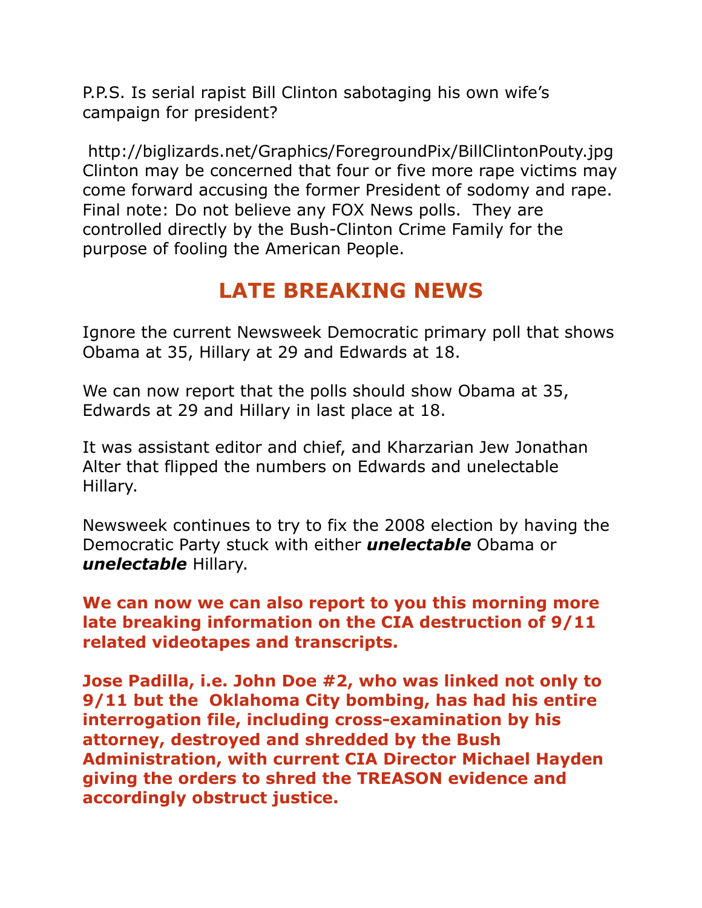P.P.S. Is serial rapist Bill Clinton sabotaging his own wife's campaign for president?

http://biglizards.net/Graphics/ForegroundPix/BillClintonPouty.jpg Clinton may be concerned that four or five more rape victims may come forward accusing the former President of sodomy and rape. Final note: Do not believe any FOX News polls. They are controlled directly by the Bush-Clinton Crime Family for the purpose of fooling the American People.

## LATE BREAKING NEWS

Ignore the current Newsweek Democratic primary poll that shows Obama at 35, Hillary at 29 and Edwards at 18.

We can now report that the polls should show Obama at 35, Edwards at 29 and Hillary in last place at 18.

It was assistant editor and chief, and Kharzarian Jew Jonathan Alter that flipped the numbers on Edwards and unelectable Hillary.

Newsweek continues to try to fix the 2008 election by having the Democratic Party stuck with either ***unelectable*** Obama or ***unelectable*** Hillary.

**We can now we can also report to you this morning more late breaking information on the CIA destruction of 9/11 related videotapes and transcripts.**

**Jose Padilla, i.e. John Doe #2, who was linked not only to 9/11 but the Oklahoma City bombing, has had his entire interrogation file, including cross-examination by his attorney, destroyed and shredded by the Bush Administration, with current CIA Director Michael Hayden giving the orders to shred the TREASON evidence and accordingly obstruct justice.**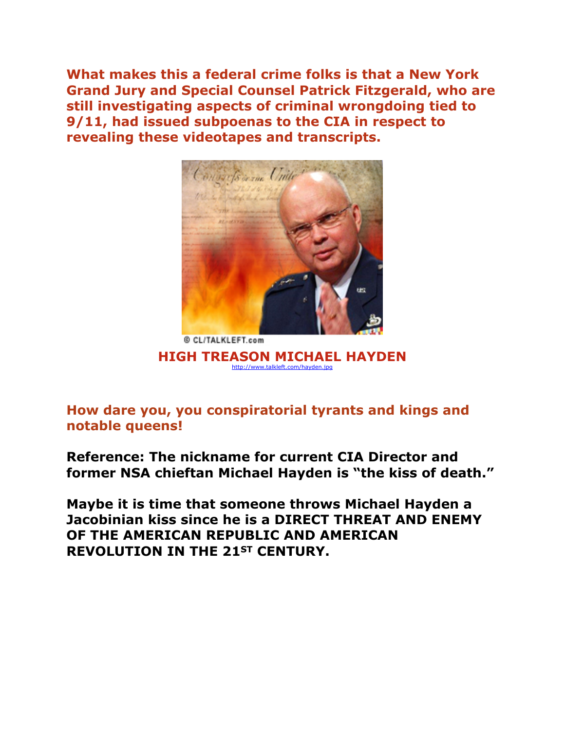**What makes this a federal crime folks is that a New York Grand Jury and Special Counsel Patrick Fitzgerald, who are still investigating aspects of criminal wrongdoing tied to 9/11, had issued subpoenas to the CIA in respect to revealing these videotapes and transcripts.**

© CL/TALKLEFT.com

**HIGH TREASON MICHAEL HAYDEN**

http://www.talkleft.com/hayden.jpg

**How dare you, you conspiratorial tyrants and kings and notable queens!**

**Reference: The nickname for current CIA Director and former NSA chieftan Michael Hayden is "the kiss of death."**

**Maybe it is time that someone throws Michael Hayden a Jacobinian kiss since he is a DIRECT THREAT AND ENEMY OF THE AMERICAN REPUBLIC AND AMERICAN REVOLUTION IN THE 21ST CENTURY.**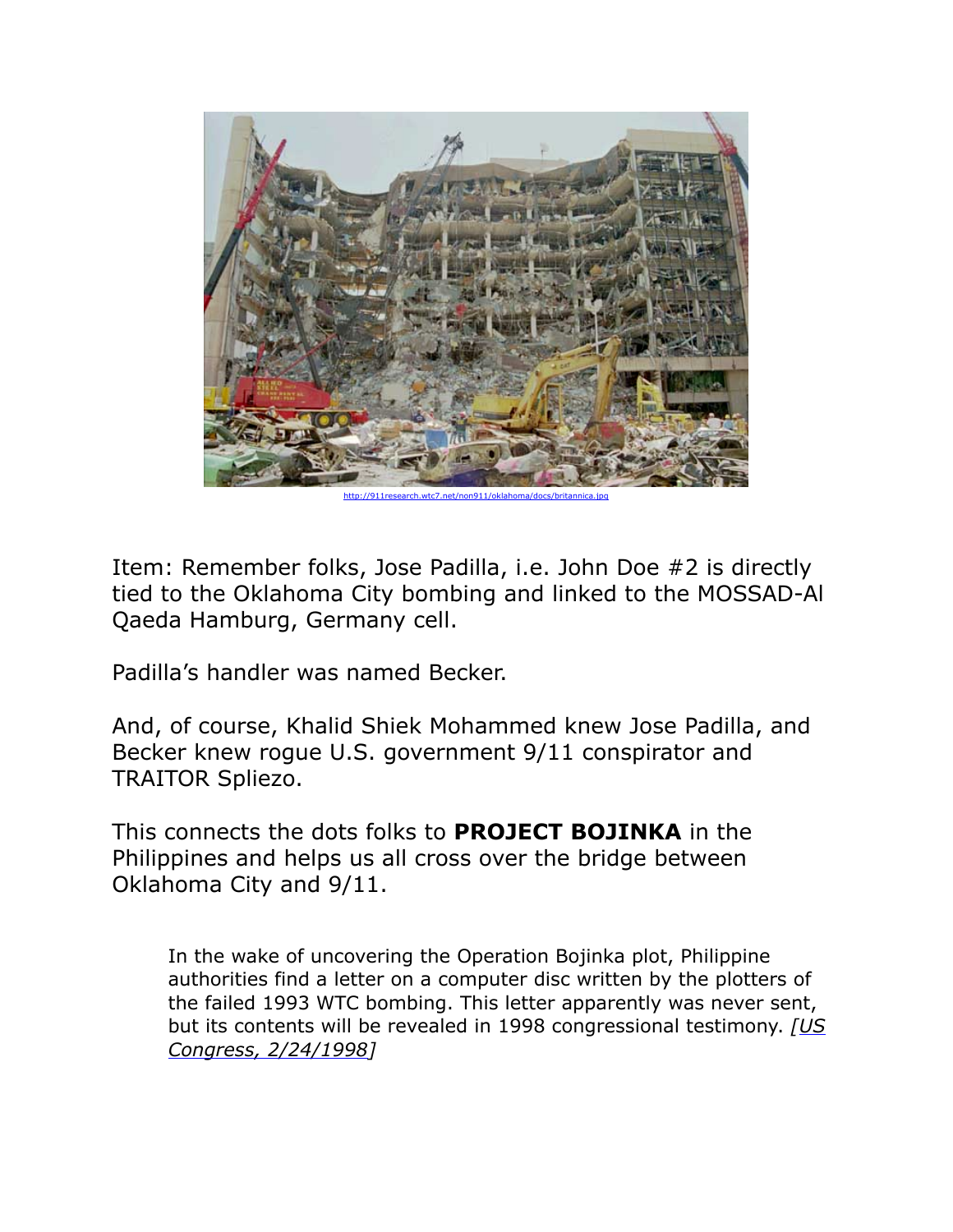http://911research.wtc7.net/non911/oklahoma/docs/britannica.jpg

Item: Remember folks, Jose Padilla, i.e. John Doe #2 is directly tied to the Oklahoma City bombing and linked to the MOSSAD-Al Qaeda Hamburg, Germany cell.

Padilla's handler was named Becker.

And, of course, Khalid Shiek Mohammed knew Jose Padilla, and Becker knew rogue U.S. government 9/11 conspirator and TRAITOR Spliezo.

This connects the dots folks to **PROJECT BOJINKA** in the Philippines and helps us all cross over the bridge between Oklahoma City and 9/11.

> In the wake of uncovering the Operation Bojinka plot, Philippine authorities find a letter on a computer disc written by the plotters of the failed 1993 WTC bombing. This letter apparently was never sent, but its contents will be revealed in 1998 congressional testimony. *[US Congress, 2/24/1998]*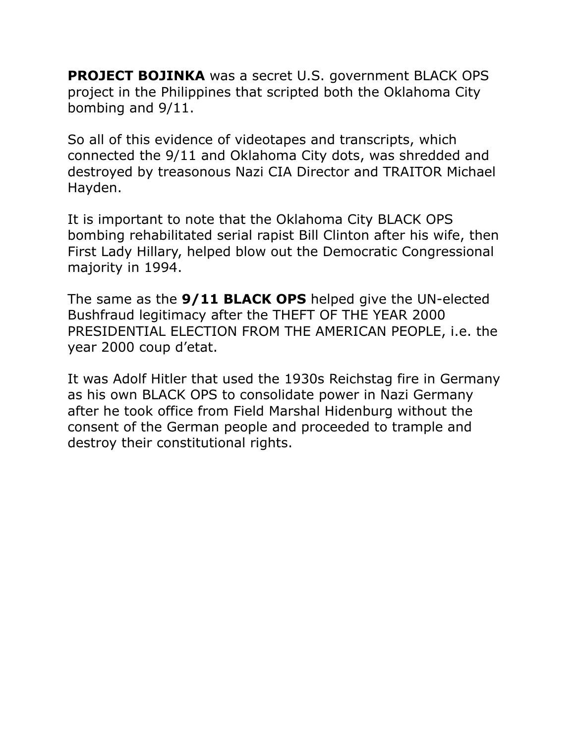**PROJECT BOJINKA** was a secret U.S. government BLACK OPS project in the Philippines that scripted both the Oklahoma City bombing and 9/11.

So all of this evidence of videotapes and transcripts, which connected the 9/11 and Oklahoma City dots, was shredded and destroyed by treasonous Nazi CIA Director and TRAITOR Michael Hayden.

It is important to note that the Oklahoma City BLACK OPS bombing rehabilitated serial rapist Bill Clinton after his wife, then First Lady Hillary, helped blow out the Democratic Congressional majority in 1994.

The same as the **9/11 BLACK OPS** helped give the UN-elected Bushfraud legitimacy after the THEFT OF THE YEAR 2000 PRESIDENTIAL ELECTION FROM THE AMERICAN PEOPLE, i.e. the year 2000 coup d'etat.

It was Adolf Hitler that used the 1930s Reichstag fire in Germany as his own BLACK OPS to consolidate power in Nazi Germany after he took office from Field Marshal Hidenburg without the consent of the German people and proceeded to trample and destroy their constitutional rights.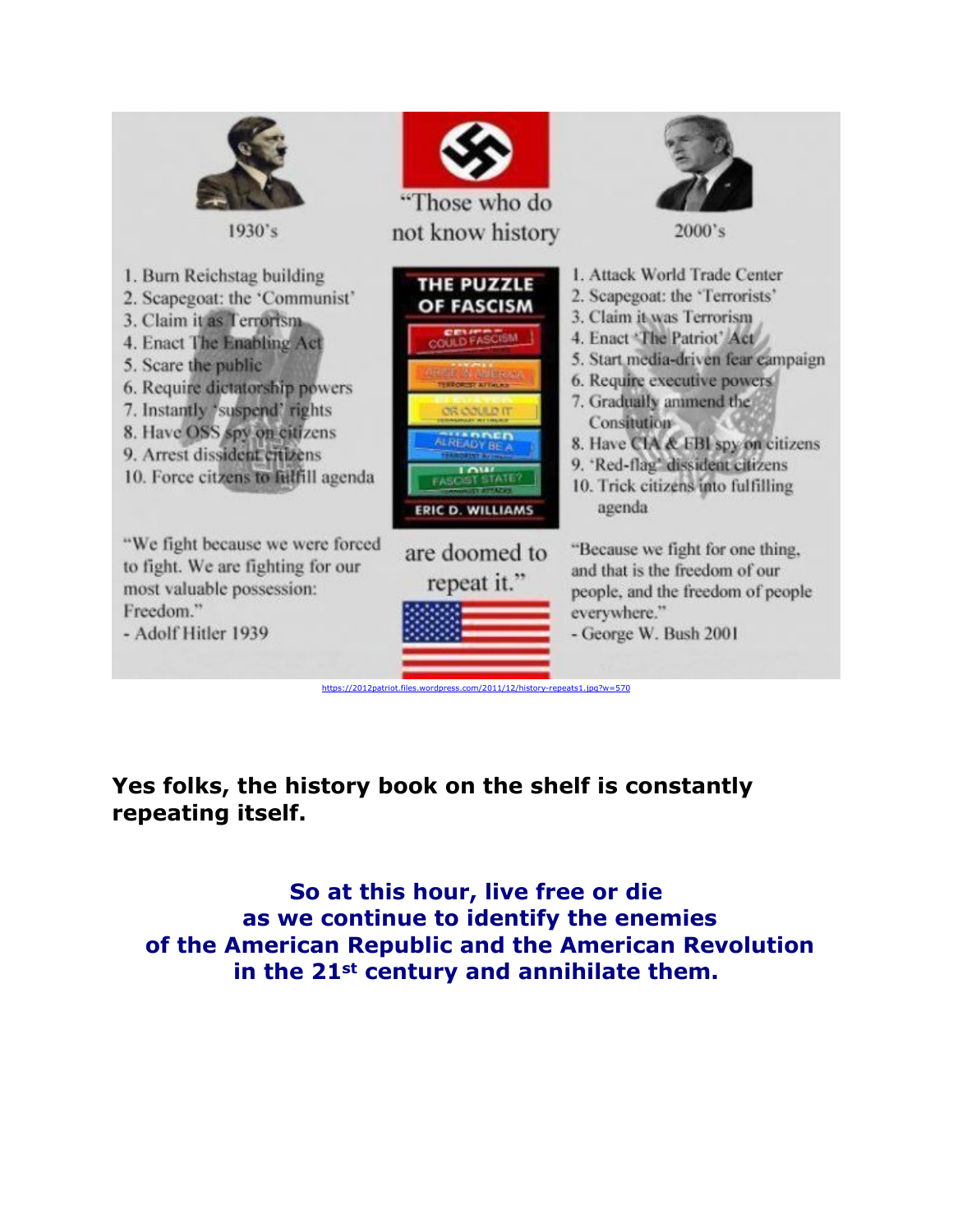1930's

"Those who do not know history

2000's

1. Burn Reichstag building
2. Scapegoat: the 'Communist'
3. Claim it as Terrorism
4. Enact The Enabling Act
5. Scare the public
6. Require dictatorship powers
7. Instantly 'suspend' rights
8. Have OSS spy on citizens
9. Arrest dissident citizens
10. Force citizens to fulfill agenda

THE PUZZLE OF FASCISM

COULD FASCISM

ARISE IN AMERICA

OR COULD IT

ALREADY BE A

FASCIST STATE?

ERIC D. WILLIAMS

1. Attack World Trade Center
2. Scapegoat: the 'Terrorists'
3. Claim it was Terrorism
4. Enact 'The Patriot' Act
5. Start media-driven fear campaign
6. Require executive powers
7. Gradually ammend the Consitution
8. Have CIA & FBI spy on citizens
9. 'Red-flag' dissident citizens
10. Trick citizens into fulfilling agenda

"We fight because we were forced to fight. We are fighting for our most valuable possession: Freedom."
- Adolf Hitler 1939

are doomed to repeat it."

"Because we fight for one thing, and that is the freedom of our people, and the freedom of people everywhere."
- George W. Bush 2001

https://2012patriot.files.wordpress.com/2011/12/history-repeats1.jpg?w=570

**Yes folks, the history book on the shelf is constantly repeating itself.**

**So at this hour, live free or die as we continue to identify the enemies of the American Republic and the American Revolution in the 21st century and annihilate them.**